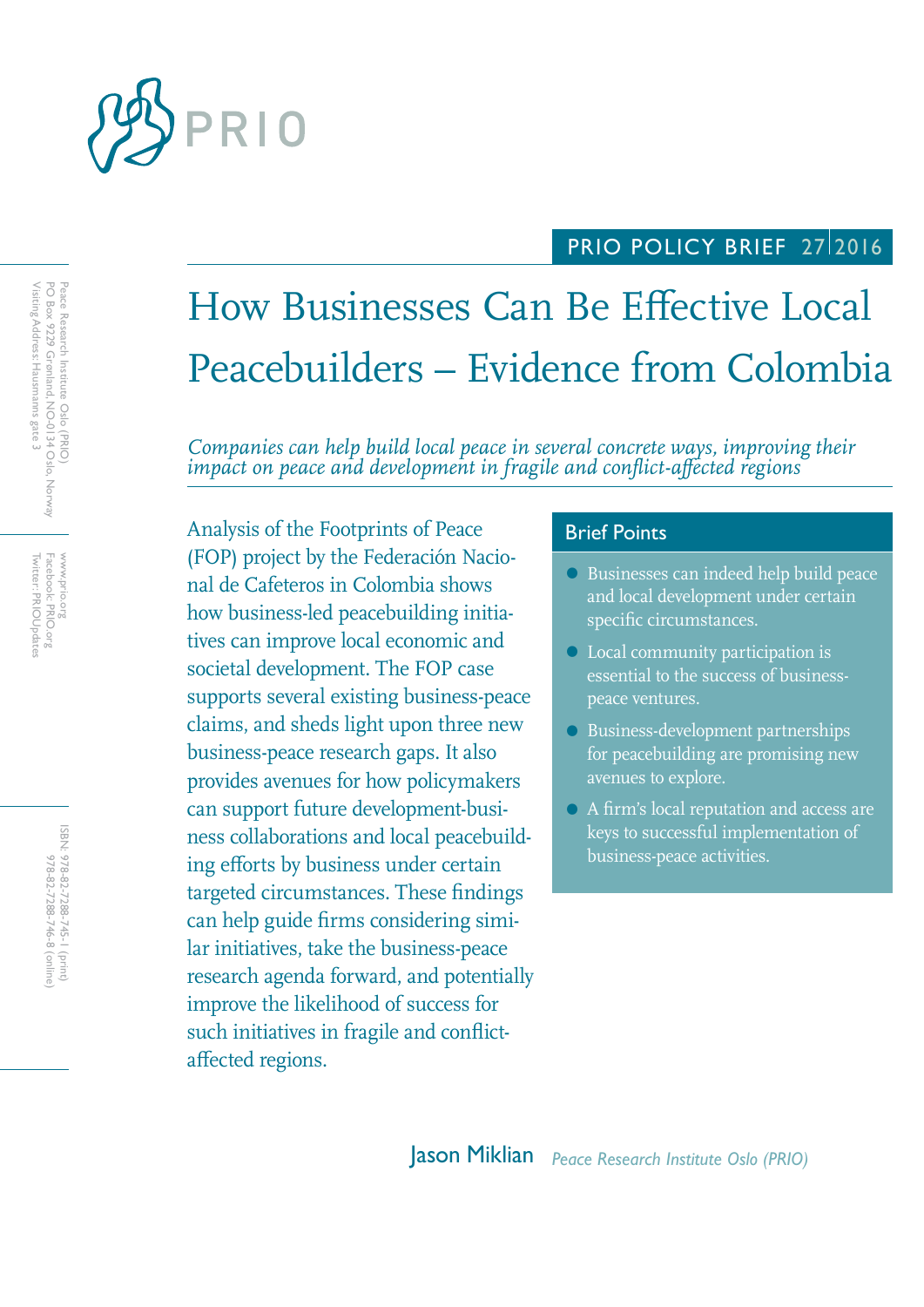PRIO

PRIO POLICY BRIEF 27 | 2016

# How Businesses Can Be Effective Local Peacebuilders – Evidence from Colombia

*Companies can help build local peace in several concrete ways, improving their impact on peace and development in fragile and conflict-affected regions*

Analysis of the Footprints of Peace (FOP) project by the Federación Nacional de Cafeteros in Colombia shows how business-led peacebuilding initiatives can improve local economic and societal development. The FOP case supports several existing business-peace claims, and sheds light upon three new business-peace research gaps. It also provides avenues for how policymakers can support future development-business collaborations and local peacebuilding efforts by business under certain targeted circumstances. These findings can help guide firms considering similar initiatives, take the business-peace research agenda forward, and potentially improve the likelihood of success for such initiatives in fragile and conflict-affected regions.

## Brief Points

- Businesses can indeed help build peace and local development under certain specific circumstances.
- Local community participation is essential to the success of business-peace ventures.
- Business-development partnerships for peacebuilding are promising new avenues to explore.
- A firm's local reputation and access are keys to successful implementation of business-peace activities.

**Jason Miklian** *Peace Research Institute Oslo (PRIO)*

Peace Research Institute Oslo (PRIO)
PO Box 9229 Grønland, NO-0134 Oslo, Norway
Visiting Address: Hausmanns gate 3

www.prio.org
Facebook: PRIO.org
Twitter: PRIOUpdates

ISBN: 978-82-7288-745-1 (print)
978-82-7288-746-8 (online)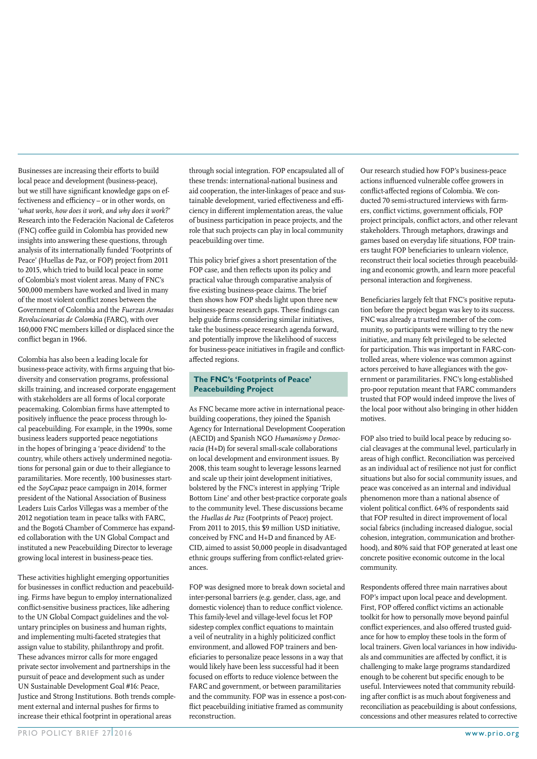Businesses are increasing their efforts to build local peace and development (business-peace), but we still have significant knowledge gaps on effectiveness and efficiency – or in other words, on '*what works, how does it work, and why does it work?*' Research into the Federación Nacional de Cafeteros (FNC) coffee guild in Colombia has provided new insights into answering these questions, through analysis of its internationally funded 'Footprints of Peace' (Huellas de Paz, or FOP) project from 2011 to 2015, which tried to build local peace in some of Colombia's most violent areas. Many of FNC's 500,000 members have worked and lived in many of the most violent conflict zones between the Government of Colombia and the *Fuerzas Armadas Revolucionarias de Colombia* (FARC), with over 160,000 FNC members killed or displaced since the conflict began in 1966.

Colombia has also been a leading locale for business-peace activity, with firms arguing that biodiversity and conservation programs, professional skills training, and increased corporate engagement with stakeholders are all forms of local corporate peacemaking. Colombian firms have attempted to positively influence the peace process through local peacebuilding. For example, in the 1990s, some business leaders supported peace negotiations in the hopes of bringing a 'peace dividend' to the country, while others actively undermined negotiations for personal gain or due to their allegiance to paramilitaries. More recently, 100 businesses started the *SoyCapaz* peace campaign in 2014, former president of the National Association of Business Leaders Luis Carlos Villegas was a member of the 2012 negotiation team in peace talks with FARC, and the Bogotá Chamber of Commerce has expanded collaboration with the UN Global Compact and instituted a new Peacebuilding Director to leverage growing local interest in business-peace ties.

These activities highlight emerging opportunities for businesses in conflict reduction and peacebuilding. Firms have begun to employ internationalized conflict-sensitive business practices, like adhering to the UN Global Compact guidelines and the voluntary principles on business and human rights, and implementing multi-faceted strategies that assign value to stability, philanthropy and profit. These advances mirror calls for more engaged private sector involvement and partnerships in the pursuit of peace and development such as under UN Sustainable Development Goal #16: Peace, Justice and Strong Institutions. Both trends complement external and internal pushes for firms to increase their ethical footprint in operational areas through social integration. FOP encapsulated all of these trends: international-national business and aid cooperation, the inter-linkages of peace and sustainable development, varied effectiveness and efficiency in different implementation areas, the value of business participation in peace projects, and the role that such projects can play in local community peacebuilding over time.

This policy brief gives a short presentation of the FOP case, and then reflects upon its policy and practical value through comparative analysis of five existing business-peace claims. The brief then shows how FOP sheds light upon three new business-peace research gaps. These findings can help guide firms considering similar initiatives, take the business-peace research agenda forward, and potentially improve the likelihood of success for business-peace initiatives in fragile and conflict-affected regions.

## The FNC's 'Footprints of Peace' Peacebuilding Project

As FNC became more active in international peacebuilding cooperations, they joined the Spanish Agency for International Development Cooperation (AECID) and Spanish NGO *Humanismo y Democracia* (H+D) for several small-scale collaborations on local development and environment issues. By 2008, this team sought to leverage lessons learned and scale up their joint development initiatives, bolstered by the FNC's interest in applying 'Triple Bottom Line' and other best-practice corporate goals to the community level. These discussions became the *Huellas de Paz* (Footprints of Peace) project. From 2011 to 2015, this $9 million USD initiative, conceived by FNC and H+D and financed by AECID, aimed to assist 50,000 people in disadvantaged ethnic groups suffering from conflict-related grievances.

FOP was designed more to break down societal and inter-personal barriers (e.g. gender, class, age, and domestic violence) than to reduce conflict violence. This family-level and village-level focus let FOP sidestep complex conflict equations to maintain a veil of neutrality in a highly politicized conflict environment, and allowed FOP trainers and beneficiaries to personalize peace lessons in a way that would likely have been less successful had it been focused on efforts to reduce violence between the FARC and government, or between paramilitaries and the community. FOP was in essence a post-conflict peacebuilding initiative framed as community reconstruction.

Our research studied how FOP's business-peace actions influenced vulnerable coffee growers in conflict-affected regions of Colombia. We conducted 70 semi-structured interviews with farmers, conflict victims, government officials, FOP project principals, conflict actors, and other relevant stakeholders. Through metaphors, drawings and games based on everyday life situations, FOP trainers taught FOP beneficiaries to unlearn violence, reconstruct their local societies through peacebuilding and economic growth, and learn more peaceful personal interaction and forgiveness.

Beneficiaries largely felt that FNC's positive reputation before the project began was key to its success. FNC was already a trusted member of the community, so participants were willing to try the new initiative, and many felt privileged to be selected for participation. This was important in FARC-controlled areas, where violence was common against actors perceived to have allegiances with the government or paramilitaries. FNC's long-established pro-poor reputation meant that FARC commanders trusted that FOP would indeed improve the lives of the local poor without also bringing in other hidden motives.

FOP also tried to build local peace by reducing social cleavages at the communal level, particularly in areas of high conflict. Reconciliation was perceived as an individual act of resilience not just for conflict situations but also for social community issues, and peace was conceived as an internal and individual phenomenon more than a national absence of violent political conflict. 64% of respondents said that FOP resulted in direct improvement of local social fabrics (including increased dialogue, social cohesion, integration, communication and brotherhood), and 80% said that FOP generated at least one concrete positive economic outcome in the local community.

Respondents offered three main narratives about FOP's impact upon local peace and development. First, FOP offered conflict victims an actionable toolkit for how to personally move beyond painful conflict experiences, and also offered trusted guidance for how to employ these tools in the form of local trainers. Given local variances in how individuals and communities are affected by conflict, it is challenging to make large programs standardized enough to be coherent but specific enough to be useful. Interviewees noted that community rebuilding after conflict is as much about forgiveness and reconciliation as peacebuilding is about confessions, concessions and other measures related to corrective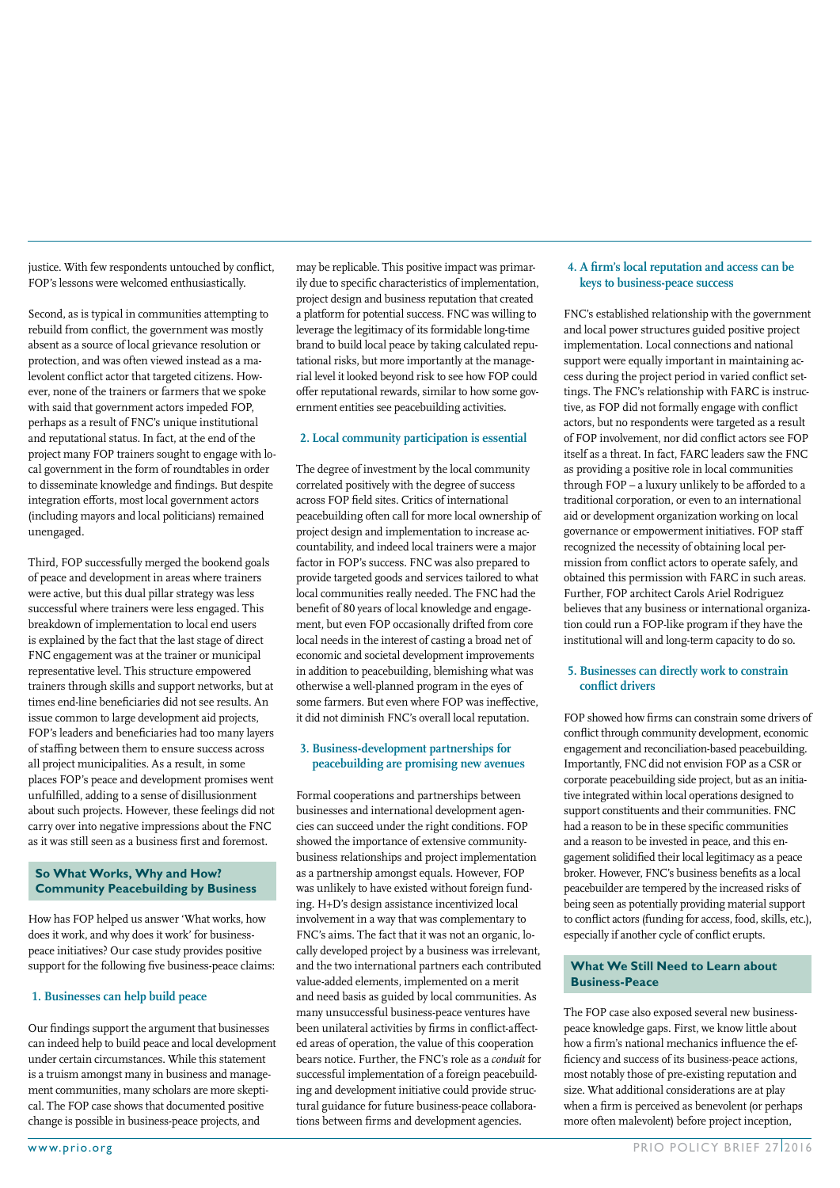justice. With few respondents untouched by conflict, FOP's lessons were welcomed enthusiastically.

Second, as is typical in communities attempting to rebuild from conflict, the government was mostly absent as a source of local grievance resolution or protection, and was often viewed instead as a malevolent conflict actor that targeted citizens. However, none of the trainers or farmers that we spoke with said that government actors impeded FOP, perhaps as a result of FNC's unique institutional and reputational status. In fact, at the end of the project many FOP trainers sought to engage with local government in the form of roundtables in order to disseminate knowledge and findings. But despite integration efforts, most local government actors (including mayors and local politicians) remained unengaged.

Third, FOP successfully merged the bookend goals of peace and development in areas where trainers were active, but this dual pillar strategy was less successful where trainers were less engaged. This breakdown of implementation to local end users is explained by the fact that the last stage of direct FNC engagement was at the trainer or municipal representative level. This structure empowered trainers through skills and support networks, but at times end-line beneficiaries did not see results. An issue common to large development aid projects, FOP's leaders and beneficiaries had too many layers of staffing between them to ensure success across all project municipalities. As a result, in some places FOP's peace and development promises went unfulfilled, adding to a sense of disillusionment about such projects. However, these feelings did not carry over into negative impressions about the FNC as it was still seen as a business first and foremost.

## So What Works, Why and How? Community Peacebuilding by Business

How has FOP helped us answer 'What works, how does it work, and why does it work' for business-peace initiatives? Our case study provides positive support for the following five business-peace claims:

### 1. Businesses can help build peace

Our findings support the argument that businesses can indeed help to build peace and local development under certain circumstances. While this statement is a truism amongst many in business and management communities, many scholars are more skeptical. The FOP case shows that documented positive change is possible in business-peace projects, and may be replicable. This positive impact was primarily due to specific characteristics of implementation, project design and business reputation that created a platform for potential success. FNC was willing to leverage the legitimacy of its formidable long-time brand to build local peace by taking calculated reputational risks, but more importantly at the managerial level it looked beyond risk to see how FOP could offer reputational rewards, similar to how some government entities see peacebuilding activities.

### 2. Local community participation is essential

The degree of investment by the local community correlated positively with the degree of success across FOP field sites. Critics of international peacebuilding often call for more local ownership of project design and implementation to increase accountability, and indeed local trainers were a major factor in FOP's success. FNC was also prepared to provide targeted goods and services tailored to what local communities really needed. The FNC had the benefit of 80 years of local knowledge and engagement, but even FOP occasionally drifted from core local needs in the interest of casting a broad net of economic and societal development improvements in addition to peacebuilding, blemishing what was otherwise a well-planned program in the eyes of some farmers. But even where FOP was ineffective, it did not diminish FNC's overall local reputation.

### 3. Business-development partnerships for peacebuilding are promising new avenues

Formal cooperations and partnerships between businesses and international development agencies can succeed under the right conditions. FOP showed the importance of extensive community-business relationships and project implementation as a partnership amongst equals. However, FOP was unlikely to have existed without foreign funding. H+D's design assistance incentivized local involvement in a way that was complementary to FNC's aims. The fact that it was not an organic, locally developed project by a business was irrelevant, and the two international partners each contributed value-added elements, implemented on a merit and need basis as guided by local communities. As many unsuccessful business-peace ventures have been unilateral activities by firms in conflict-affected areas of operation, the value of this cooperation bears notice. Further, the FNC's role as a *conduit* for successful implementation of a foreign peacebuilding and development initiative could provide structural guidance for future business-peace collaborations between firms and development agencies.

### 4. A firm's local reputation and access can be keys to business-peace success

FNC's established relationship with the government and local power structures guided positive project implementation. Local connections and national support were equally important in maintaining access during the project period in varied conflict settings. The FNC's relationship with FARC is instructive, as FOP did not formally engage with conflict actors, but no respondents were targeted as a result of FOP involvement, nor did conflict actors see FOP itself as a threat. In fact, FARC leaders saw the FNC as providing a positive role in local communities through FOP – a luxury unlikely to be afforded to a traditional corporation, or even to an international aid or development organization working on local governance or empowerment initiatives. FOP staff recognized the necessity of obtaining local permission from conflict actors to operate safely, and obtained this permission with FARC in such areas. Further, FOP architect Carols Ariel Rodriguez believes that any business or international organization could run a FOP-like program if they have the institutional will and long-term capacity to do so.

### 5. Businesses can directly work to constrain conflict drivers

FOP showed how firms can constrain some drivers of conflict through community development, economic engagement and reconciliation-based peacebuilding. Importantly, FNC did not envision FOP as a CSR or corporate peacebuilding side project, but as an initiative integrated within local operations designed to support constituents and their communities. FNC had a reason to be in these specific communities and a reason to be invested in peace, and this engagement solidified their local legitimacy as a peace broker. However, FNC's business benefits as a local peacebuilder are tempered by the increased risks of being seen as potentially providing material support to conflict actors (funding for access, food, skills, etc.), especially if another cycle of conflict erupts.

## What We Still Need to Learn about Business-Peace

The FOP case also exposed several new business-peace knowledge gaps. First, we know little about how a firm's national mechanics influence the efficiency and success of its business-peace actions, most notably those of pre-existing reputation and size. What additional considerations are at play when a firm is perceived as benevolent (or perhaps more often malevolent) before project inception,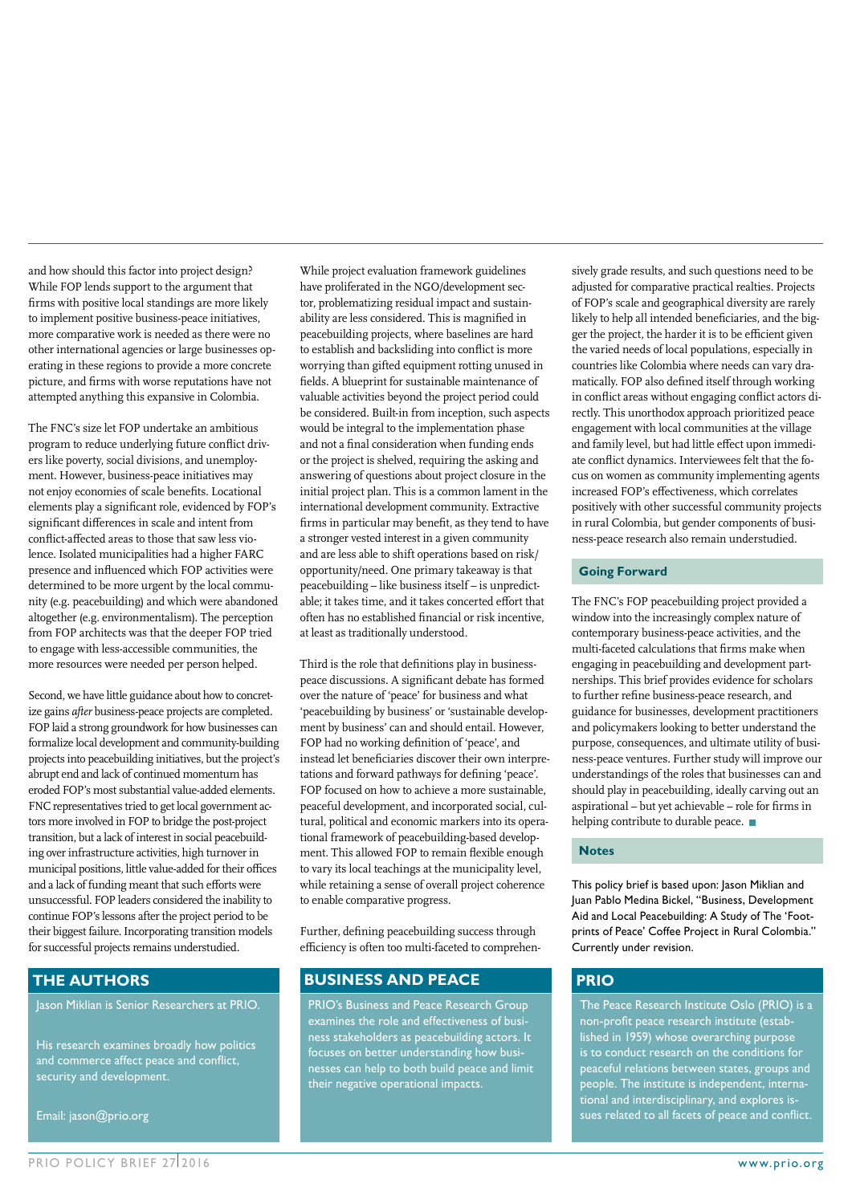and how should this factor into project design? While FOP lends support to the argument that firms with positive local standings are more likely to implement positive business-peace initiatives, more comparative work is needed as there were no other international agencies or large businesses operating in these regions to provide a more concrete picture, and firms with worse reputations have not attempted anything this expansive in Colombia.

The FNC's size let FOP undertake an ambitious program to reduce underlying future conflict drivers like poverty, social divisions, and unemployment. However, business-peace initiatives may not enjoy economies of scale benefits. Locational elements play a significant role, evidenced by FOP's significant differences in scale and intent from conflict-affected areas to those that saw less violence. Isolated municipalities had a higher FARC presence and influenced which FOP activities were determined to be more urgent by the local community (e.g. peacebuilding) and which were abandoned altogether (e.g. environmentalism). The perception from FOP architects was that the deeper FOP tried to engage with less-accessible communities, the more resources were needed per person helped.

Second, we have little guidance about how to concretize gains *after* business-peace projects are completed. FOP laid a strong groundwork for how businesses can formalize local development and community-building projects into peacebuilding initiatives, but the project's abrupt end and lack of continued momentum has eroded FOP's most substantial value-added elements. FNC representatives tried to get local government actors more involved in FOP to bridge the post-project transition, but a lack of interest in social peacebuilding over infrastructure activities, high turnover in municipal positions, little value-added for their offices and a lack of funding meant that such efforts were unsuccessful. FOP leaders considered the inability to continue FOP's lessons after the project period to be their biggest failure. Incorporating transition models for successful projects remains understudied.

While project evaluation framework guidelines have proliferated in the NGO/development sector, problematizing residual impact and sustainability are less considered. This is magnified in peacebuilding projects, where baselines are hard to establish and backsliding into conflict is more worrying than gifted equipment rotting unused in fields. A blueprint for sustainable maintenance of valuable activities beyond the project period could be considered. Built-in from inception, such aspects would be integral to the implementation phase and not a final consideration when funding ends or the project is shelved, requiring the asking and answering of questions about project closure in the initial project plan. This is a common lament in the international development community. Extractive firms in particular may benefit, as they tend to have a stronger vested interest in a given community and are less able to shift operations based on risk/opportunity/need. One primary takeaway is that peacebuilding – like business itself – is unpredictable; it takes time, and it takes concerted effort that often has no established financial or risk incentive, at least as traditionally understood.

Third is the role that definitions play in business-peace discussions. A significant debate has formed over the nature of 'peace' for business and what 'peacebuilding by business' or 'sustainable development by business' can and should entail. However, FOP had no working definition of 'peace', and instead let beneficiaries discover their own interpretations and forward pathways for defining 'peace'. FOP focused on how to achieve a more sustainable, peaceful development, and incorporated social, cultural, political and economic markers into its operational framework of peacebuilding-based development. This allowed FOP to remain flexible enough to vary its local teachings at the municipality level, while retaining a sense of overall project coherence to enable comparative progress.

Further, defining peacebuilding success through efficiency is often too multi-faceted to comprehensively grade results, and such questions need to be adjusted for comparative practical realties. Projects of FOP's scale and geographical diversity are rarely likely to help all intended beneficiaries, and the bigger the project, the harder it is to be efficient given the varied needs of local populations, especially in countries like Colombia where needs can vary dramatically. FOP also defined itself through working in conflict areas without engaging conflict actors directly. This unorthodox approach prioritized peace engagement with local communities at the village and family level, but had little effect upon immediate conflict dynamics. Interviewees felt that the focus on women as community implementing agents increased FOP's effectiveness, which correlates positively with other successful community projects in rural Colombia, but gender components of business-peace research also remain understudied.

## Going Forward

The FNC's FOP peacebuilding project provided a window into the increasingly complex nature of contemporary business-peace activities, and the multi-faceted calculations that firms make when engaging in peacebuilding and development partnerships. This brief provides evidence for scholars to further refine business-peace research, and guidance for businesses, development practitioners and policymakers looking to better understand the purpose, consequences, and ultimate utility of business-peace ventures. Further study will improve our understandings of the roles that businesses can and should play in peacebuilding, ideally carving out an aspirational – but yet achievable – role for firms in helping contribute to durable peace. ■

## Notes

This policy brief is based upon: Jason Miklian and Juan Pablo Medina Bickel, "Business, Development Aid and Local Peacebuilding: A Study of The 'Footprints of Peace' Coffee Project in Rural Colombia." Currently under revision.

## THE AUTHORS

Jason Miklian is Senior Researchers at PRIO.

His research examines broadly how politics and commerce affect peace and conflict, security and development.

Email: jason@prio.org

## BUSINESS AND PEACE

PRIO's Business and Peace Research Group examines the role and effectiveness of business stakeholders as peacebuilding actors. It focuses on better understanding how businesses can help to both build peace and limit their negative operational impacts.

## PRIO

The Peace Research Institute Oslo (PRIO) is a non-profit peace research institute (established in 1959) whose overarching purpose is to conduct research on the conditions for peaceful relations between states, groups and people. The institute is independent, international and interdisciplinary, and explores issues related to all facets of peace and conflict.